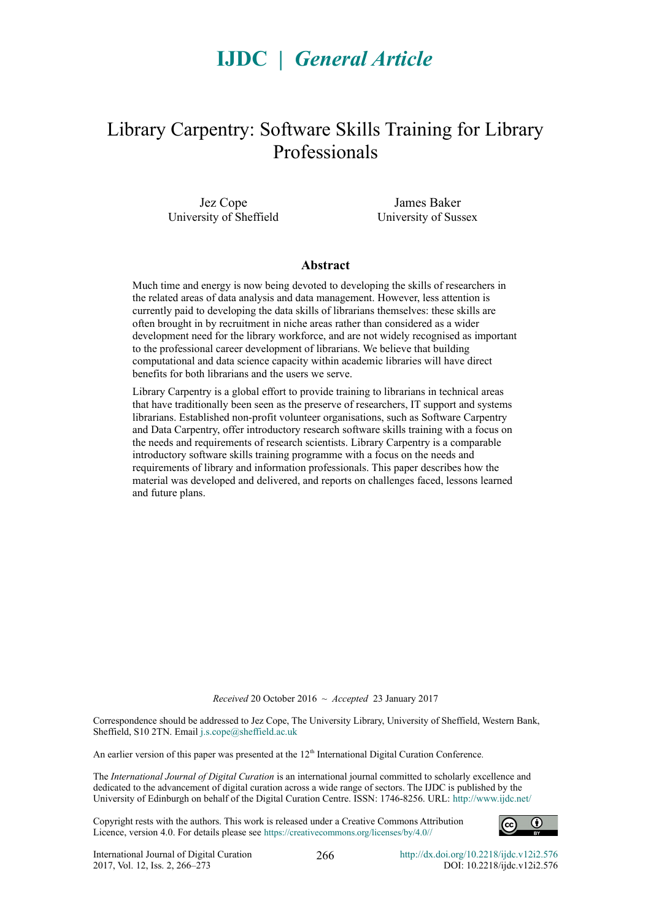**IJDC | *General Article***

# Library Carpentry: Software Skills Training for Library Professionals

Jez Cope
University of Sheffield

James Baker
University of Sussex

## Abstract

Much time and energy is now being devoted to developing the skills of researchers in the related areas of data analysis and data management. However, less attention is currently paid to developing the data skills of librarians themselves: these skills are often brought in by recruitment in niche areas rather than considered as a wider development need for the library workforce, and are not widely recognised as important to the professional career development of librarians. We believe that building computational and data science capacity within academic libraries will have direct benefits for both librarians and the users we serve.

Library Carpentry is a global effort to provide training to librarians in technical areas that have traditionally been seen as the preserve of researchers, IT support and systems librarians. Established non-profit volunteer organisations, such as Software Carpentry and Data Carpentry, offer introductory research software skills training with a focus on the needs and requirements of research scientists. Library Carpentry is a comparable introductory software skills training programme with a focus on the needs and requirements of library and information professionals. This paper describes how the material was developed and delivered, and reports on challenges faced, lessons learned and future plans.

*Received* 20 October 2016 ~ *Accepted* 23 January 2017

Correspondence should be addressed to Jez Cope, The University Library, University of Sheffield, Western Bank, Sheffield, S10 2TN. Email j.s.cope@sheffield.ac.uk

An earlier version of this paper was presented at the 12th International Digital Curation Conference.

The *International Journal of Digital Curation* is an international journal committed to scholarly excellence and dedicated to the advancement of digital curation across a wide range of sectors. The IJDC is published by the University of Edinburgh on behalf of the Digital Curation Centre. ISSN: 1746-8256. URL: http://www.ijdc.net/

Copyright rests with the authors. This work is released under a Creative Commons Attribution Licence, version 4.0. For details please see https://creativecommons.org/licenses/by/4.0//

http://dx.doi.org/10.2218/ijdc.v12i2.576
DOI: 10.2218/ijdc.v12i2.576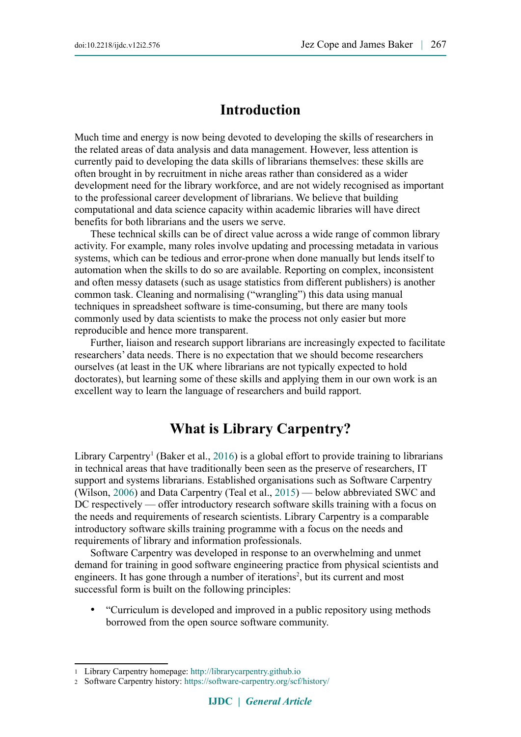## Introduction

Much time and energy is now being devoted to developing the skills of researchers in the related areas of data analysis and data management. However, less attention is currently paid to developing the data skills of librarians themselves: these skills are often brought in by recruitment in niche areas rather than considered as a wider development need for the library workforce, and are not widely recognised as important to the professional career development of librarians. We believe that building computational and data science capacity within academic libraries will have direct benefits for both librarians and the users we serve.

These technical skills can be of direct value across a wide range of common library activity. For example, many roles involve updating and processing metadata in various systems, which can be tedious and error-prone when done manually but lends itself to automation when the skills to do so are available. Reporting on complex, inconsistent and often messy datasets (such as usage statistics from different publishers) is another common task. Cleaning and normalising ("wrangling") this data using manual techniques in spreadsheet software is time-consuming, but there are many tools commonly used by data scientists to make the process not only easier but more reproducible and hence more transparent.

Further, liaison and research support librarians are increasingly expected to facilitate researchers' data needs. There is no expectation that we should become researchers ourselves (at least in the UK where librarians are not typically expected to hold doctorates), but learning some of these skills and applying them in our own work is an excellent way to learn the language of researchers and build rapport.

## What is Library Carpentry?

Library Carpentry[1] (Baker et al., 2016) is a global effort to provide training to librarians in technical areas that have traditionally been seen as the preserve of researchers, IT support and systems librarians. Established organisations such as Software Carpentry (Wilson, 2006) and Data Carpentry (Teal et al., 2015) — below abbreviated SWC and DC respectively — offer introductory research software skills training with a focus on the needs and requirements of research scientists. Library Carpentry is a comparable introductory software skills training programme with a focus on the needs and requirements of library and information professionals.

Software Carpentry was developed in response to an overwhelming and unmet demand for training in good software engineering practice from physical scientists and engineers. It has gone through a number of iterations[2], but its current and most successful form is built on the following principles:

- "Curriculum is developed and improved in a public repository using methods borrowed from the open source software community.

---

1 Library Carpentry homepage: http://librarycarpentry.github.io

2 Software Carpentry history: https://software-carpentry.org/scf/history/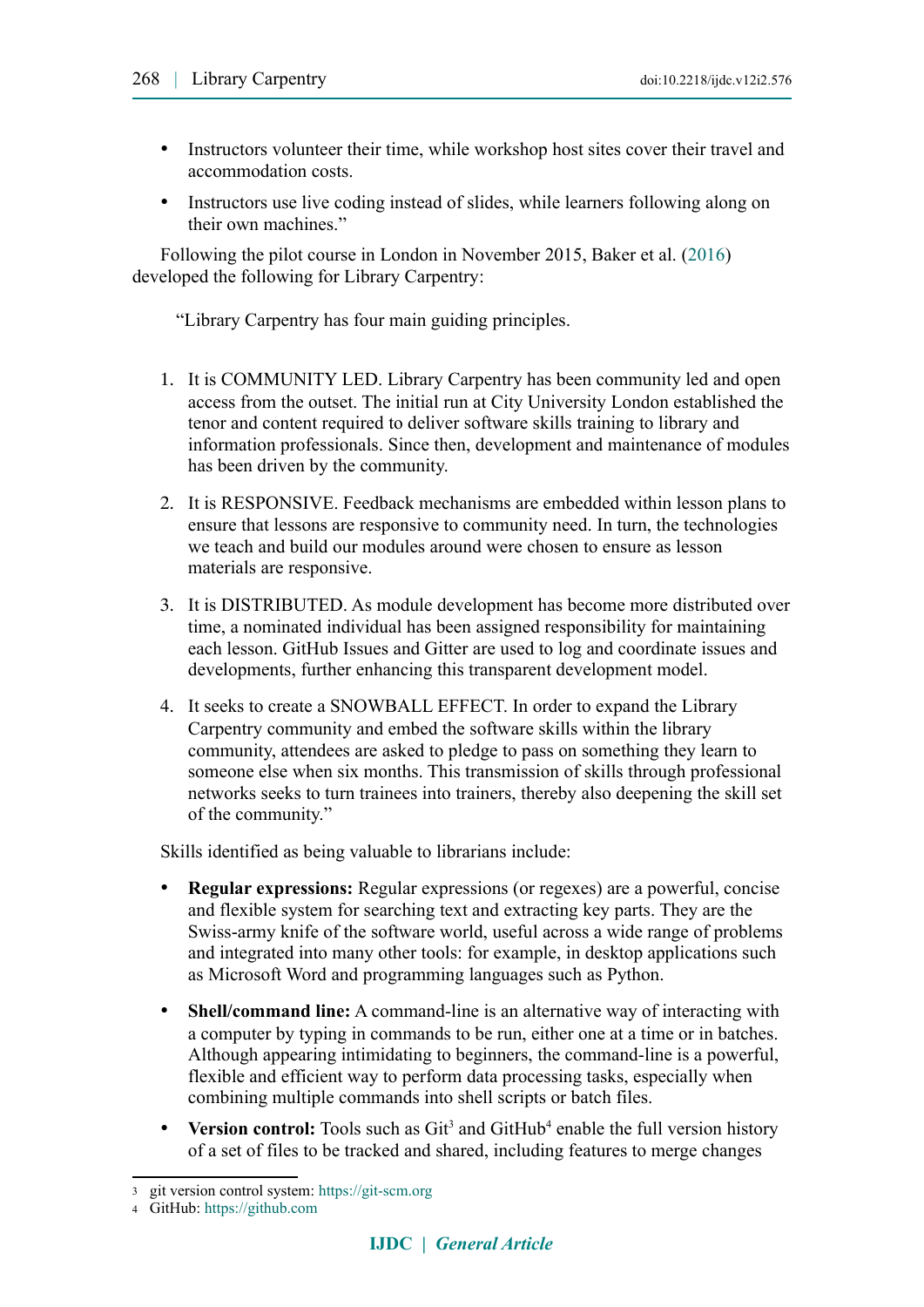- Instructors volunteer their time, while workshop host sites cover their travel and accommodation costs.
- Instructors use live coding instead of slides, while learners following along on their own machines."

Following the pilot course in London in November 2015, Baker et al. (2016) developed the following for Library Carpentry:

> "Library Carpentry has four main guiding principles.

1. It is COMMUNITY LED. Library Carpentry has been community led and open access from the outset. The initial run at City University London established the tenor and content required to deliver software skills training to library and information professionals. Since then, development and maintenance of modules has been driven by the community.
2. It is RESPONSIVE. Feedback mechanisms are embedded within lesson plans to ensure that lessons are responsive to community need. In turn, the technologies we teach and build our modules around were chosen to ensure as lesson materials are responsive.
3. It is DISTRIBUTED. As module development has become more distributed over time, a nominated individual has been assigned responsibility for maintaining each lesson. GitHub Issues and Gitter are used to log and coordinate issues and developments, further enhancing this transparent development model.
4. It seeks to create a SNOWBALL EFFECT. In order to expand the Library Carpentry community and embed the software skills within the library community, attendees are asked to pledge to pass on something they learn to someone else when six months. This transmission of skills through professional networks seeks to turn trainees into trainers, thereby also deepening the skill set of the community."

Skills identified as being valuable to librarians include:

- **Regular expressions:** Regular expressions (or regexes) are a powerful, concise and flexible system for searching text and extracting key parts. They are the Swiss-army knife of the software world, useful across a wide range of problems and integrated into many other tools: for example, in desktop applications such as Microsoft Word and programming languages such as Python.
- **Shell/command line:** A command-line is an alternative way of interacting with a computer by typing in commands to be run, either one at a time or in batches. Although appearing intimidating to beginners, the command-line is a powerful, flexible and efficient way to perform data processing tasks, especially when combining multiple commands into shell scripts or batch files.
- **Version control:** Tools such as Git[3] and GitHub[4] enable the full version history of a set of files to be tracked and shared, including features to merge changes

[3] git version control system: https://git-scm.org

[4] GitHub: https://github.com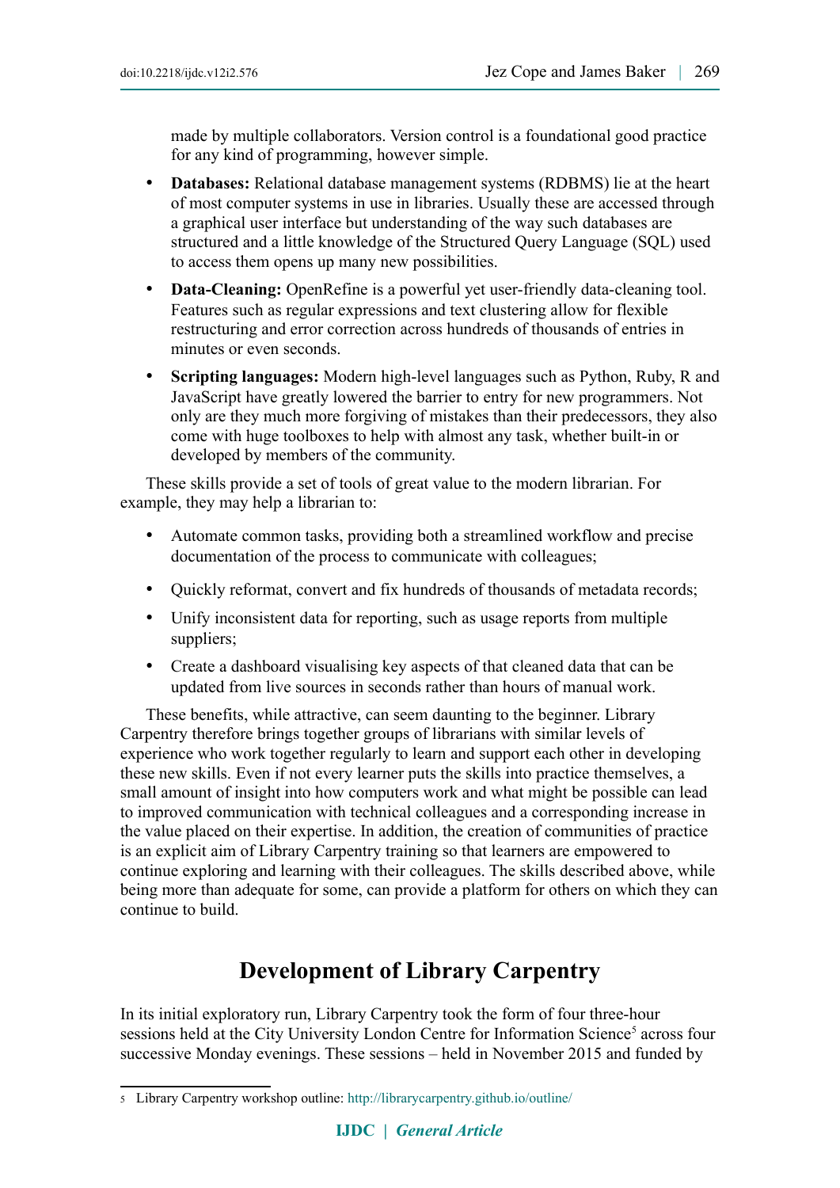made by multiple collaborators. Version control is a foundational good practice for any kind of programming, however simple.

- **Databases:** Relational database management systems (RDBMS) lie at the heart of most computer systems in use in libraries. Usually these are accessed through a graphical user interface but understanding of the way such databases are structured and a little knowledge of the Structured Query Language (SQL) used to access them opens up many new possibilities.
- **Data-Cleaning:** OpenRefine is a powerful yet user-friendly data-cleaning tool. Features such as regular expressions and text clustering allow for flexible restructuring and error correction across hundreds of thousands of entries in minutes or even seconds.
- **Scripting languages:** Modern high-level languages such as Python, Ruby, R and JavaScript have greatly lowered the barrier to entry for new programmers. Not only are they much more forgiving of mistakes than their predecessors, they also come with huge toolboxes to help with almost any task, whether built-in or developed by members of the community.

These skills provide a set of tools of great value to the modern librarian. For example, they may help a librarian to:

- Automate common tasks, providing both a streamlined workflow and precise documentation of the process to communicate with colleagues;
- Quickly reformat, convert and fix hundreds of thousands of metadata records;
- Unify inconsistent data for reporting, such as usage reports from multiple suppliers;
- Create a dashboard visualising key aspects of that cleaned data that can be updated from live sources in seconds rather than hours of manual work.

These benefits, while attractive, can seem daunting to the beginner. Library Carpentry therefore brings together groups of librarians with similar levels of experience who work together regularly to learn and support each other in developing these new skills. Even if not every learner puts the skills into practice themselves, a small amount of insight into how computers work and what might be possible can lead to improved communication with technical colleagues and a corresponding increase in the value placed on their expertise. In addition, the creation of communities of practice is an explicit aim of Library Carpentry training so that learners are empowered to continue exploring and learning with their colleagues. The skills described above, while being more than adequate for some, can provide a platform for others on which they can continue to build.

## Development of Library Carpentry

In its initial exploratory run, Library Carpentry took the form of four three-hour sessions held at the City University London Centre for Information Science[5] across four successive Monday evenings. These sessions – held in November 2015 and funded by

[5] Library Carpentry workshop outline: http://librarycarpentry.github.io/outline/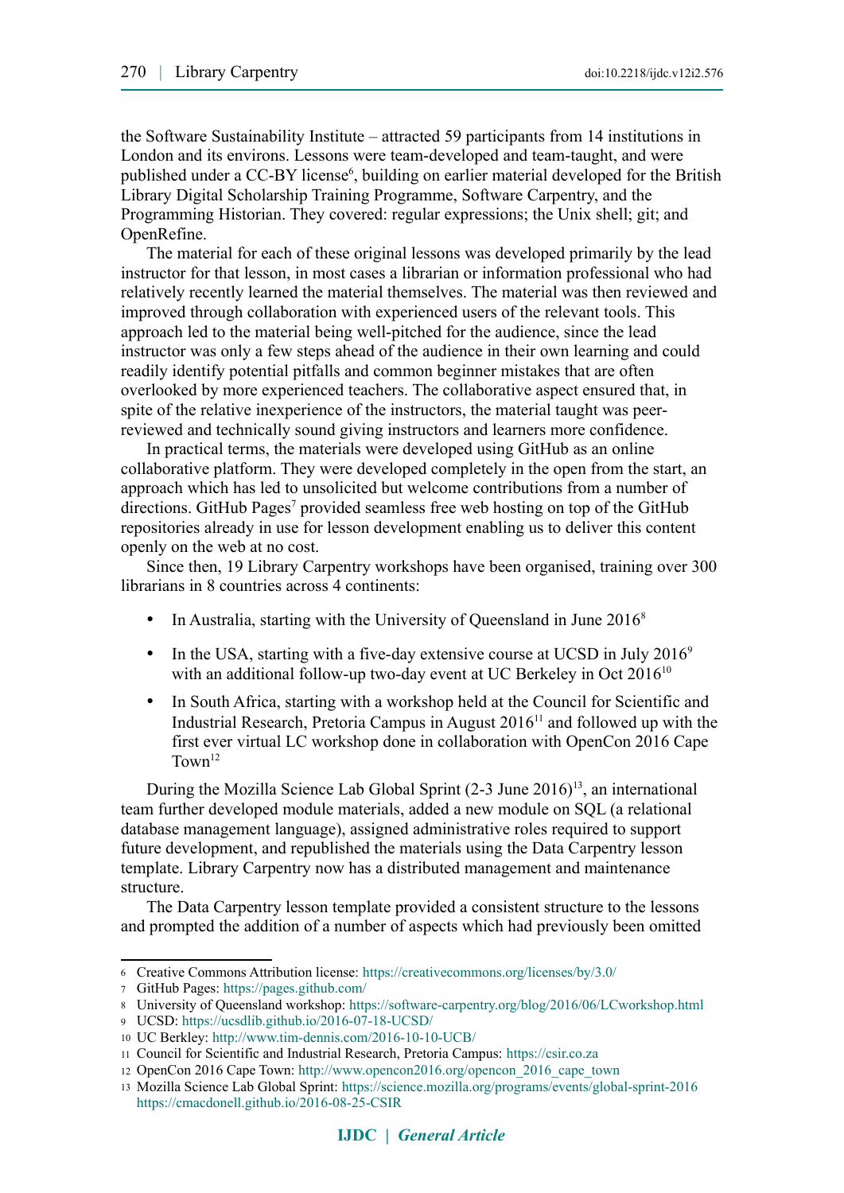the Software Sustainability Institute – attracted 59 participants from 14 institutions in London and its environs. Lessons were team-developed and team-taught, and were published under a CC-BY license[6], building on earlier material developed for the British Library Digital Scholarship Training Programme, Software Carpentry, and the Programming Historian. They covered: regular expressions; the Unix shell; git; and OpenRefine.

The material for each of these original lessons was developed primarily by the lead instructor for that lesson, in most cases a librarian or information professional who had relatively recently learned the material themselves. The material was then reviewed and improved through collaboration with experienced users of the relevant tools. This approach led to the material being well-pitched for the audience, since the lead instructor was only a few steps ahead of the audience in their own learning and could readily identify potential pitfalls and common beginner mistakes that are often overlooked by more experienced teachers. The collaborative aspect ensured that, in spite of the relative inexperience of the instructors, the material taught was peer-reviewed and technically sound giving instructors and learners more confidence.

In practical terms, the materials were developed using GitHub as an online collaborative platform. They were developed completely in the open from the start, an approach which has led to unsolicited but welcome contributions from a number of directions. GitHub Pages[7] provided seamless free web hosting on top of the GitHub repositories already in use for lesson development enabling us to deliver this content openly on the web at no cost.

Since then, 19 Library Carpentry workshops have been organised, training over 300 librarians in 8 countries across 4 continents:

- In Australia, starting with the University of Queensland in June 2016[8]
- In the USA, starting with a five-day extensive course at UCSD in July 2016[9] with an additional follow-up two-day event at UC Berkeley in Oct 2016[10]
- In South Africa, starting with a workshop held at the Council for Scientific and Industrial Research, Pretoria Campus in August 2016[11] and followed up with the first ever virtual LC workshop done in collaboration with OpenCon 2016 Cape Town[12]

During the Mozilla Science Lab Global Sprint (2-3 June 2016)[13], an international team further developed module materials, added a new module on SQL (a relational database management language), assigned administrative roles required to support future development, and republished the materials using the Data Carpentry lesson template. Library Carpentry now has a distributed management and maintenance structure.

The Data Carpentry lesson template provided a consistent structure to the lessons and prompted the addition of a number of aspects which had previously been omitted

---

6 Creative Commons Attribution license: https://creativecommons.org/licenses/by/3.0/

7 GitHub Pages: https://pages.github.com/

8 University of Queensland workshop: https://software-carpentry.org/blog/2016/06/LCworkshop.html

9 UCSD: https://ucsdlib.github.io/2016-07-18-UCSD/

10 UC Berkley: http://www.tim-dennis.com/2016-10-10-UCB/

11 Council for Scientific and Industrial Research, Pretoria Campus: https://csir.co.za

12 OpenCon 2016 Cape Town: http://www.opencon2016.org/opencon_2016_cape_town

13 Mozilla Science Lab Global Sprint: https://science.mozilla.org/programs/events/global-sprint-2016 https://cmacdonell.github.io/2016-08-25-CSIR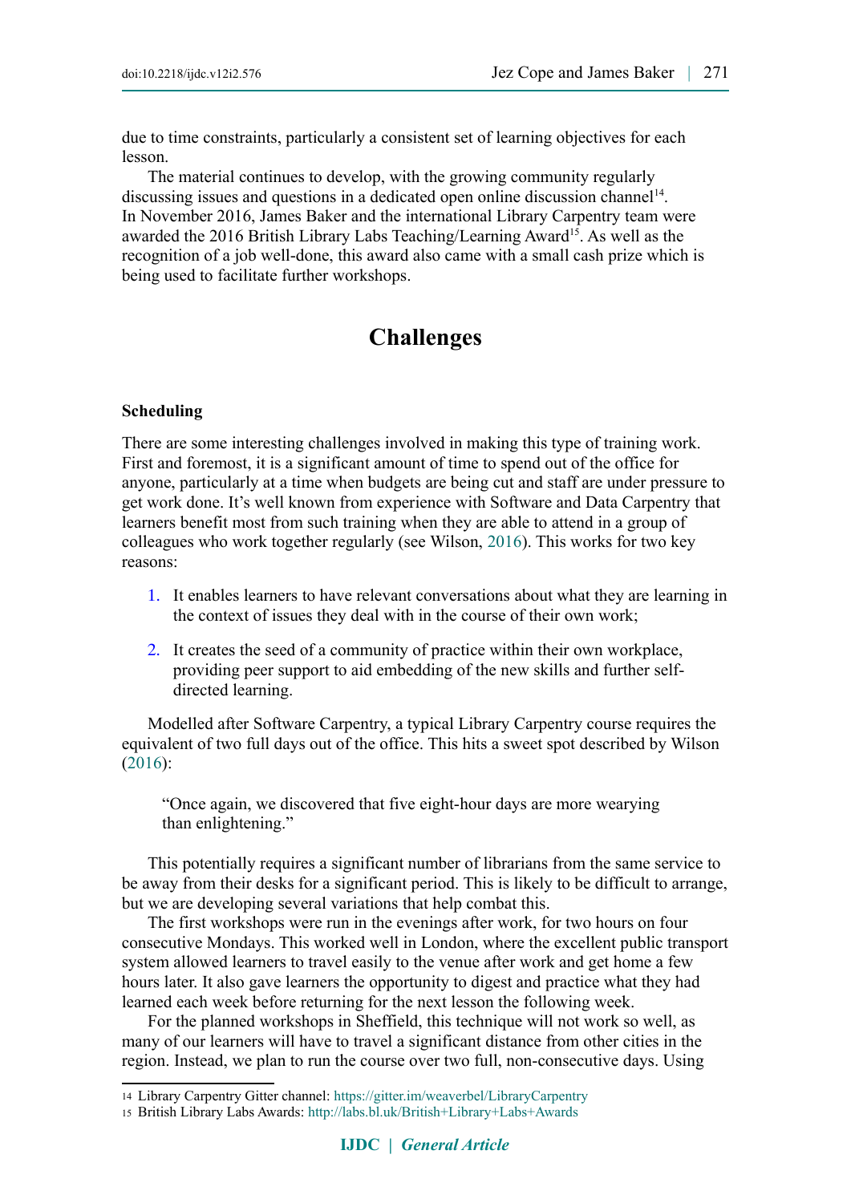due to time constraints, particularly a consistent set of learning objectives for each lesson.

The material continues to develop, with the growing community regularly discussing issues and questions in a dedicated open online discussion channel[14]. In November 2016, James Baker and the international Library Carpentry team were awarded the 2016 British Library Labs Teaching/Learning Award[15]. As well as the recognition of a job well-done, this award also came with a small cash prize which is being used to facilitate further workshops.

## Challenges

### Scheduling

There are some interesting challenges involved in making this type of training work. First and foremost, it is a significant amount of time to spend out of the office for anyone, particularly at a time when budgets are being cut and staff are under pressure to get work done. It's well known from experience with Software and Data Carpentry that learners benefit most from such training when they are able to attend in a group of colleagues who work together regularly (see Wilson, 2016). This works for two key reasons:

1. It enables learners to have relevant conversations about what they are learning in the context of issues they deal with in the course of their own work;
2. It creates the seed of a community of practice within their own workplace, providing peer support to aid embedding of the new skills and further self-directed learning.

Modelled after Software Carpentry, a typical Library Carpentry course requires the equivalent of two full days out of the office. This hits a sweet spot described by Wilson (2016):

> "Once again, we discovered that five eight-hour days are more wearying than enlightening."

This potentially requires a significant number of librarians from the same service to be away from their desks for a significant period. This is likely to be difficult to arrange, but we are developing several variations that help combat this.

The first workshops were run in the evenings after work, for two hours on four consecutive Mondays. This worked well in London, where the excellent public transport system allowed learners to travel easily to the venue after work and get home a few hours later. It also gave learners the opportunity to digest and practice what they had learned each week before returning for the next lesson the following week.

For the planned workshops in Sheffield, this technique will not work so well, as many of our learners will have to travel a significant distance from other cities in the region. Instead, we plan to run the course over two full, non-consecutive days. Using

---

14 Library Carpentry Gitter channel: https://gitter.im/weaverbel/LibraryCarpentry

15 British Library Labs Awards: http://labs.bl.uk/British+Library+Labs+Awards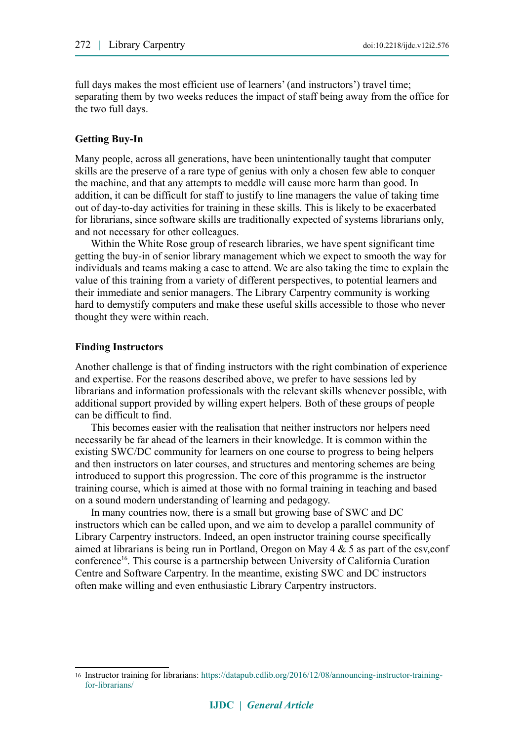full days makes the most efficient use of learners' (and instructors') travel time; separating them by two weeks reduces the impact of staff being away from the office for the two full days.

### Getting Buy-In

Many people, across all generations, have been unintentionally taught that computer skills are the preserve of a rare type of genius with only a chosen few able to conquer the machine, and that any attempts to meddle will cause more harm than good. In addition, it can be difficult for staff to justify to line managers the value of taking time out of day-to-day activities for training in these skills. This is likely to be exacerbated for librarians, since software skills are traditionally expected of systems librarians only, and not necessary for other colleagues.

Within the White Rose group of research libraries, we have spent significant time getting the buy-in of senior library management which we expect to smooth the way for individuals and teams making a case to attend. We are also taking the time to explain the value of this training from a variety of different perspectives, to potential learners and their immediate and senior managers. The Library Carpentry community is working hard to demystify computers and make these useful skills accessible to those who never thought they were within reach.

### Finding Instructors

Another challenge is that of finding instructors with the right combination of experience and expertise. For the reasons described above, we prefer to have sessions led by librarians and information professionals with the relevant skills whenever possible, with additional support provided by willing expert helpers. Both of these groups of people can be difficult to find.

This becomes easier with the realisation that neither instructors nor helpers need necessarily be far ahead of the learners in their knowledge. It is common within the existing SWC/DC community for learners on one course to progress to being helpers and then instructors on later courses, and structures and mentoring schemes are being introduced to support this progression. The core of this programme is the instructor training course, which is aimed at those with no formal training in teaching and based on a sound modern understanding of learning and pedagogy.

In many countries now, there is a small but growing base of SWC and DC instructors which can be called upon, and we aim to develop a parallel community of Library Carpentry instructors. Indeed, an open instructor training course specifically aimed at librarians is being run in Portland, Oregon on May 4 & 5 as part of the csv,conf conference[16]. This course is a partnership between University of California Curation Centre and Software Carpentry. In the meantime, existing SWC and DC instructors often make willing and even enthusiastic Library Carpentry instructors.

---

[16] Instructor training for librarians: https://datapub.cdlib.org/2016/12/08/announcing-instructor-training-for-librarians/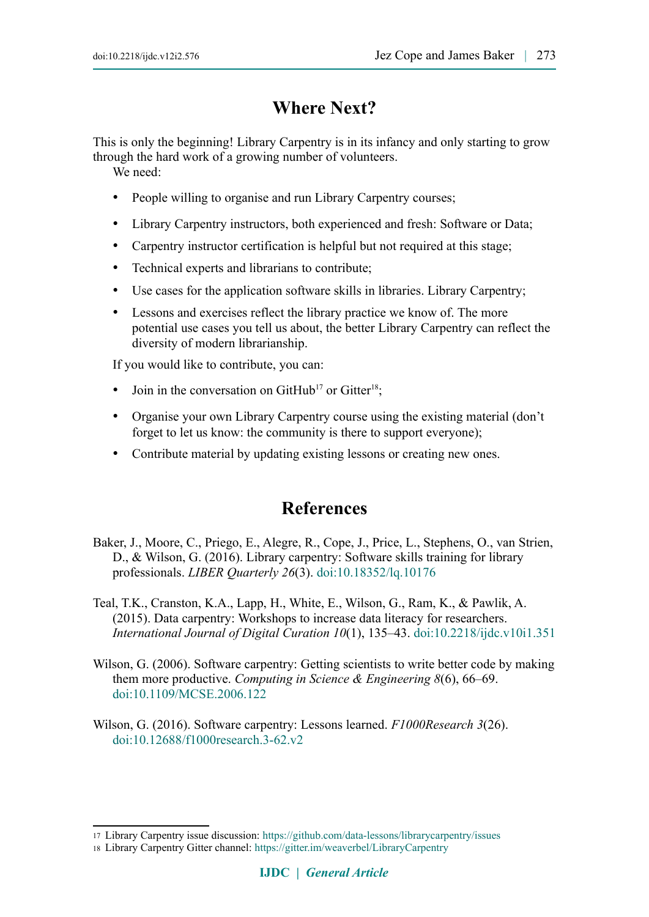## Where Next?

This is only the beginning! Library Carpentry is in its infancy and only starting to grow through the hard work of a growing number of volunteers.

We need:

- People willing to organise and run Library Carpentry courses;
- Library Carpentry instructors, both experienced and fresh: Software or Data;
- Carpentry instructor certification is helpful but not required at this stage;
- Technical experts and librarians to contribute;
- Use cases for the application software skills in libraries. Library Carpentry;
- Lessons and exercises reflect the library practice we know of. The more potential use cases you tell us about, the better Library Carpentry can reflect the diversity of modern librarianship.

If you would like to contribute, you can:

- Join in the conversation on GitHub[17] or Gitter[18];
- Organise your own Library Carpentry course using the existing material (don't forget to let us know: the community is there to support everyone);
- Contribute material by updating existing lessons or creating new ones.

## References

Baker, J., Moore, C., Priego, E., Alegre, R., Cope, J., Price, L., Stephens, O., van Strien, D., & Wilson, G. (2016). Library carpentry: Software skills training for library professionals. *LIBER Quarterly 26*(3). doi:10.18352/lq.10176

Teal, T.K., Cranston, K.A., Lapp, H., White, E., Wilson, G., Ram, K., & Pawlik, A. (2015). Data carpentry: Workshops to increase data literacy for researchers. *International Journal of Digital Curation 10*(1), 135–43. doi:10.2218/ijdc.v10i1.351

Wilson, G. (2006). Software carpentry: Getting scientists to write better code by making them more productive. *Computing in Science & Engineering 8*(6), 66–69. doi:10.1109/MCSE.2006.122

Wilson, G. (2016). Software carpentry: Lessons learned. *F1000Research 3*(26). doi:10.12688/f1000research.3-62.v2

---

17 Library Carpentry issue discussion: https://github.com/data-lessons/librarycarpentry/issues

18 Library Carpentry Gitter channel: https://gitter.im/weaverbel/LibraryCarpentry